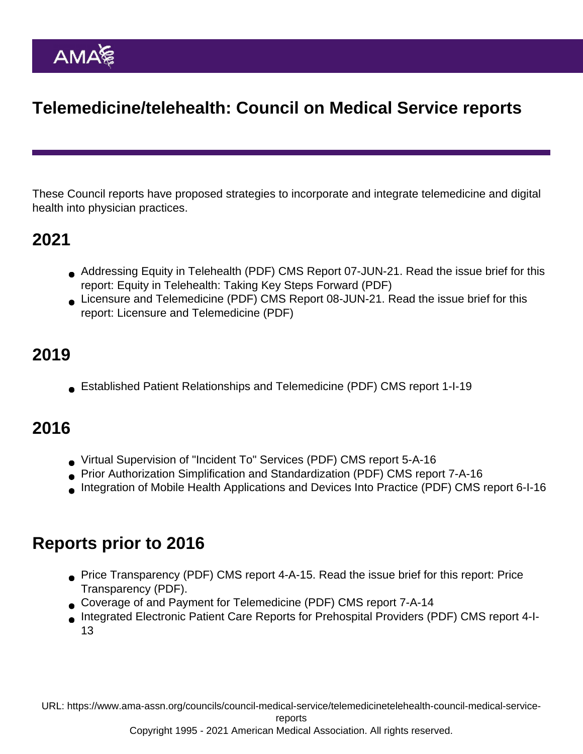AMA

# Telemedicine/telehealth: Council on Medical Service reports

These Council reports have proposed strategies to incorporate and integrate telemedicine and digital health into physician practices.

## 2021

- Addressing Equity in Telehealth (PDF) CMS Report 07-JUN-21. Read the issue brief for this report: Equity in Telehealth: Taking Key Steps Forward (PDF)
- Licensure and Telemedicine (PDF) CMS Report 08-JUN-21. Read the issue brief for this report: Licensure and Telemedicine (PDF)

## 2019

- Established Patient Relationships and Telemedicine (PDF) CMS report 1-I-19

## 2016

- Virtual Supervision of "Incident To" Services (PDF) CMS report 5-A-16
- Prior Authorization Simplification and Standardization (PDF) CMS report 7-A-16
- Integration of Mobile Health Applications and Devices Into Practice (PDF) CMS report 6-I-16

## Reports prior to 2016

- Price Transparency (PDF) CMS report 4-A-15. Read the issue brief for this report: Price Transparency (PDF).
- Coverage of and Payment for Telemedicine (PDF) CMS report 7-A-14
- Integrated Electronic Patient Care Reports for Prehospital Providers (PDF) CMS report 4-I-13

URL: https://www.ama-assn.org/councils/council-medical-service/telemedicinetelehealth-council-medical-service-reports
Copyright 1995 - 2021 American Medical Association. All rights reserved.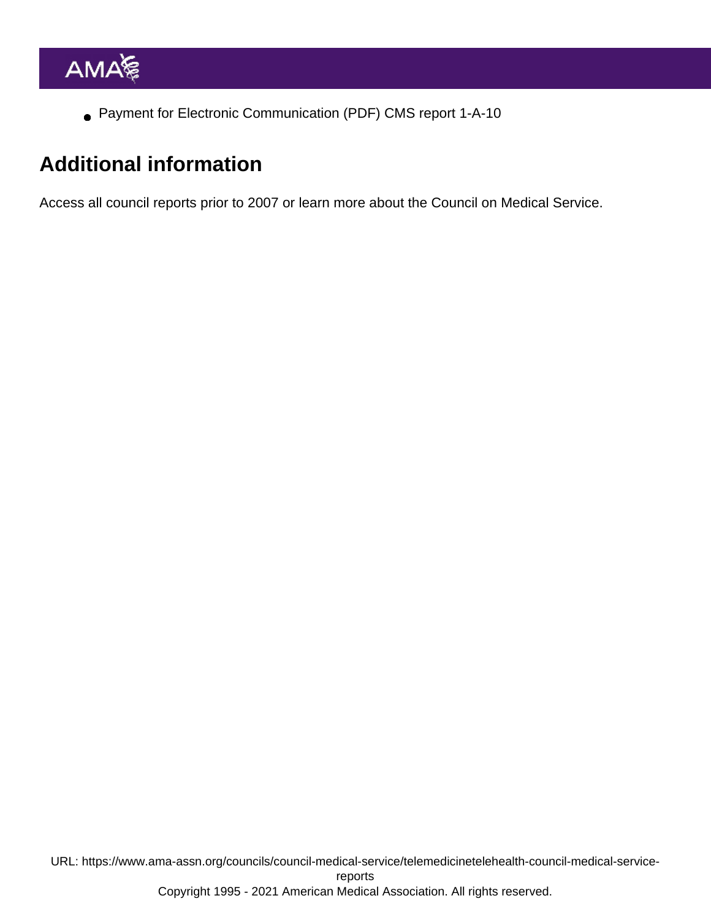- Payment for Electronic Communication (PDF) CMS report 1-A-10

## Additional information

Access all council reports prior to 2007 or learn more about the Council on Medical Service.